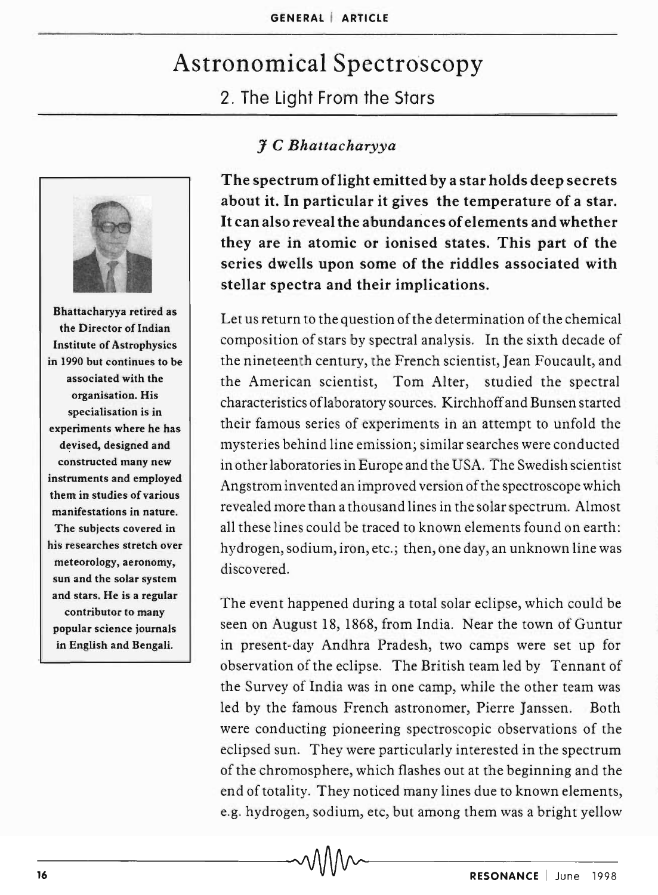# Astronomical Spectroscopy

## 2. The Light From the Stars

*J C Bhattacharyya*

Bhattacharyya retired as the Director of Indian Institute of Astrophysics in 1990 but continues to be associated with the organisation. His specialisation is in experiments where he has devised, designed and constructed many new instruments and employed them in studies of various manifestations in nature. The subjects covered in his researches stretch over meteorology, aeronomy, sun and the solar system and stars. He is a regular contributor to many popular science journals in English and Bengali.

**The spectrum of light emitted by a star holds deep secrets about it. In particular it gives the temperature of a star. It can also reveal the abundances of elements and whether they are in atomic or ionised states. This part of the series dwells upon some of the riddles associated with stellar spectra and their implications.**

Let us return to the question of the determination of the chemical composition of stars by spectral analysis. In the sixth decade of the nineteenth century, the French scientist, Jean Foucault, and the American scientist, Tom Alter, studied the spectral characteristics of laboratory sources. Kirchhoff and Bunsen started their famous series of experiments in an attempt to unfold the mysteries behind line emission; similar searches were conducted in other laboratories in Europe and the USA. The Swedish scientist Angstrom invented an improved version of the spectroscope which revealed more than a thousand lines in the solar spectrum. Almost all these lines could be traced to known elements found on earth: hydrogen, sodium, iron, etc.; then, one day, an unknown line was discovered.

The event happened during a total solar eclipse, which could be seen on August 18, 1868, from India. Near the town of Guntur in present-day Andhra Pradesh, two camps were set up for observation of the eclipse. The British team led by Tennant of the Survey of India was in one camp, while the other team was led by the famous French astronomer, Pierre Janssen. Both were conducting pioneering spectroscopic observations of the eclipsed sun. They were particularly interested in the spectrum of the chromosphere, which flashes out at the beginning and the end of totality. They noticed many lines due to known elements, e.g. hydrogen, sodium, etc, but among them was a bright yellow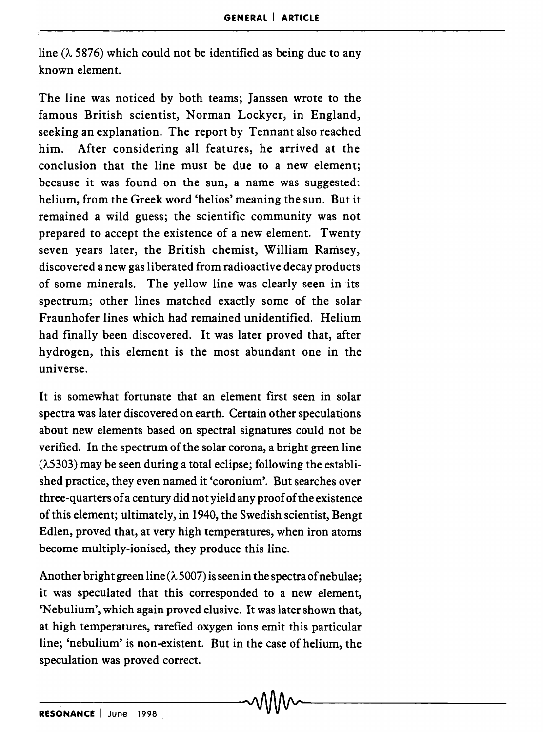line ($\lambda$ 5876) which could not be identified as being due to any known element.

The line was noticed by both teams; Janssen wrote to the famous British scientist, Norman Lockyer, in England, seeking an explanation. The report by Tennant also reached him. After considering all features, he arrived at the conclusion that the line must be due to a new element; because it was found on the sun, a name was suggested: helium, from the Greek word 'helios' meaning the sun. But it remained a wild guess; the scientific community was not prepared to accept the existence of a new element. Twenty seven years later, the British chemist, William Ramsey, discovered a new gas liberated from radioactive decay products of some minerals. The yellow line was clearly seen in its spectrum; other lines matched exactly some of the solar Fraunhofer lines which had remained unidentified. Helium had finally been discovered. It was later proved that, after hydrogen, this element is the most abundant one in the universe.

It is somewhat fortunate that an element first seen in solar spectra was later discovered on earth. Certain other speculations about new elements based on spectral signatures could not be verified. In the spectrum of the solar corona, a bright green line ($\lambda$5303) may be seen during a total eclipse; following the established practice, they even named it 'coronium'. But searches over three-quarters of a century did not yield any proof of the existence of this element; ultimately, in 1940, the Swedish scientist, Bengt Edlen, proved that, at very high temperatures, when iron atoms become multiply-ionised, they produce this line.

Another bright green line ($\lambda$ 5007) is seen in the spectra of nebulae; it was speculated that this corresponded to a new element, 'Nebulium', which again proved elusive. It was later shown that, at high temperatures, rarefied oxygen ions emit this particular line; 'nebulium' is non-existent. But in the case of helium, the speculation was proved correct.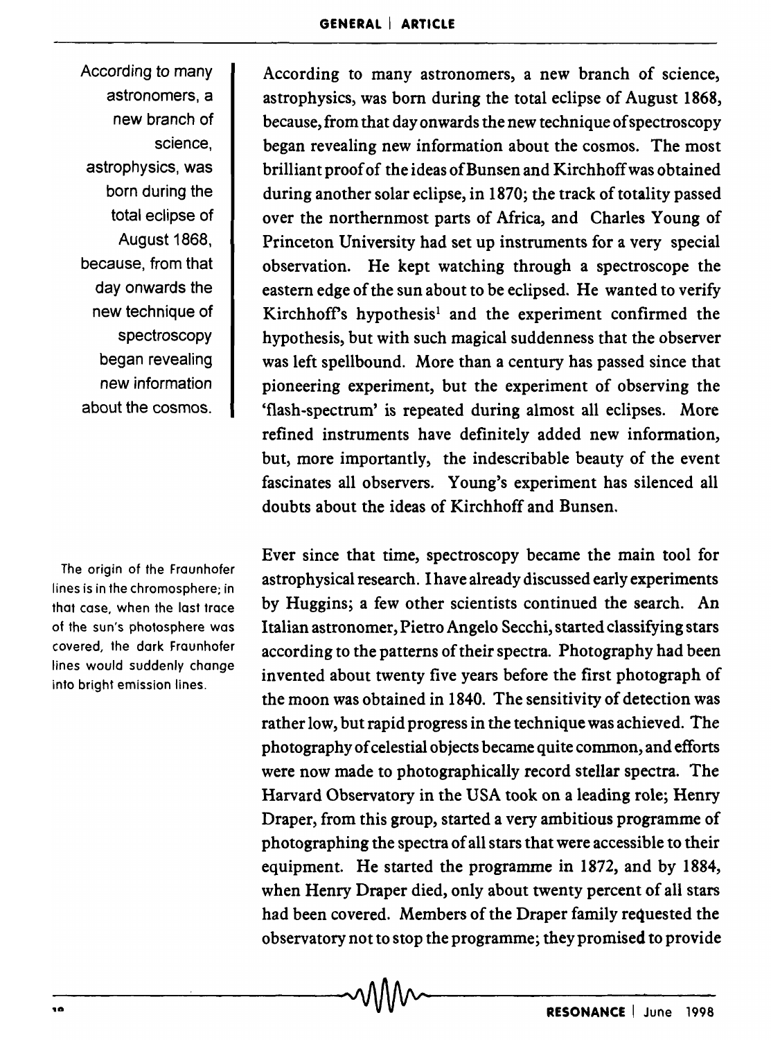According to many astronomers, a new branch of science, astrophysics, was born during the total eclipse of August 1868, because, from that day onwards the new technique of spectroscopy began revealing new information about the cosmos.

According to many astronomers, a new branch of science, astrophysics, was born during the total eclipse of August 1868, because, from that day onwards the new technique of spectroscopy began revealing new information about the cosmos. The most brilliant proof of the ideas of Bunsen and Kirchhoff was obtained during another solar eclipse, in 1870; the track of totality passed over the northernmost parts of Africa, and Charles Young of Princeton University had set up instruments for a very special observation. He kept watching through a spectroscope the eastern edge of the sun about to be eclipsed. He wanted to verify Kirchhoff's hypothesis[1] and the experiment confirmed the hypothesis, but with such magical suddenness that the observer was left spellbound. More than a century has passed since that pioneering experiment, but the experiment of observing the 'flash-spectrum' is repeated during almost all eclipses. More refined instruments have definitely added new information, but, more importantly, the indescribable beauty of the event fascinates all observers. Young's experiment has silenced all doubts about the ideas of Kirchhoff and Bunsen.

The origin of the Fraunhofer lines is in the chromosphere; in that case, when the last trace of the sun's photosphere was covered, the dark Fraunhofer lines would suddenly change into bright emission lines.

Ever since that time, spectroscopy became the main tool for astrophysical research. I have already discussed early experiments by Huggins; a few other scientists continued the search. An Italian astronomer, Pietro Angelo Secchi, started classifying stars according to the patterns of their spectra. Photography had been invented about twenty five years before the first photograph of the moon was obtained in 1840. The sensitivity of detection was rather low, but rapid progress in the technique was achieved. The photography of celestial objects became quite common, and efforts were now made to photographically record stellar spectra. The Harvard Observatory in the USA took on a leading role; Henry Draper, from this group, started a very ambitious programme of photographing the spectra of all stars that were accessible to their equipment. He started the programme in 1872, and by 1884, when Henry Draper died, only about twenty percent of all stars had been covered. Members of the Draper family requested the observatory not to stop the programme; they promised to provide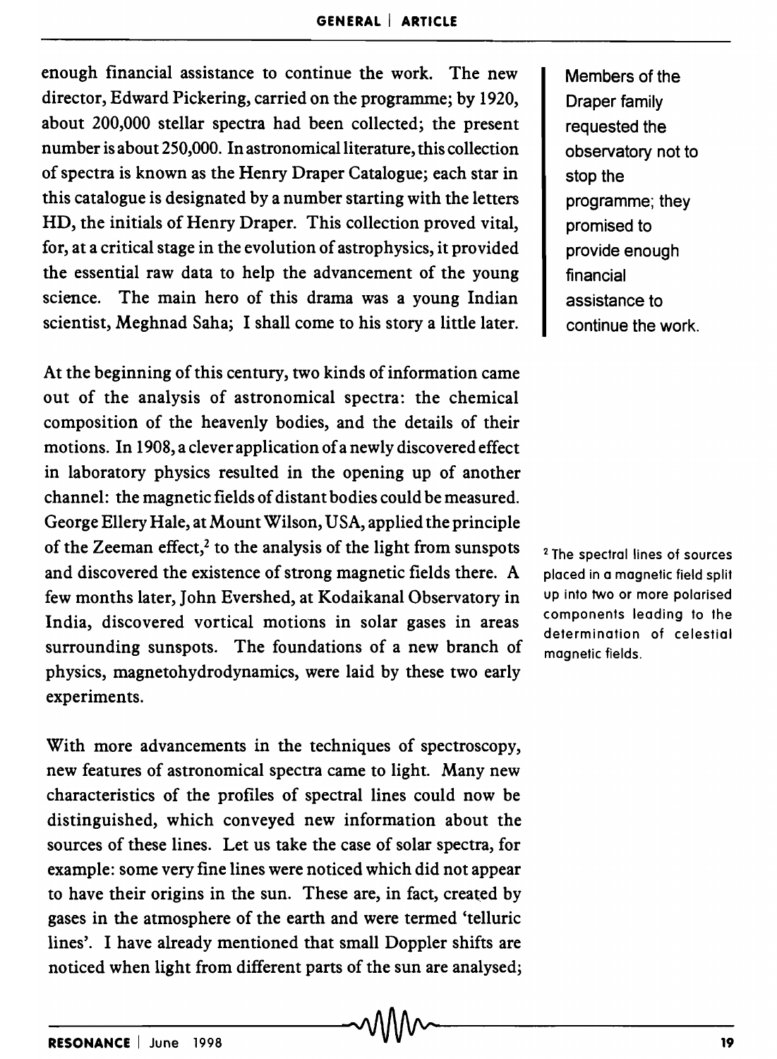enough financial assistance to continue the work. The new director, Edward Pickering, carried on the programme; by 1920, about 200,000 stellar spectra had been collected; the present number is about 250,000. In astronomical literature, this collection of spectra is known as the Henry Draper Catalogue; each star in this catalogue is designated by a number starting with the letters HD, the initials of Henry Draper. This collection proved vital, for, at a critical stage in the evolution of astrophysics, it provided the essential raw data to help the advancement of the young science. The main hero of this drama was a young Indian scientist, Meghnad Saha; I shall come to his story a little later.

Members of the Draper family requested the observatory not to stop the programme; they promised to provide enough financial assistance to continue the work.

At the beginning of this century, two kinds of information came out of the analysis of astronomical spectra: the chemical composition of the heavenly bodies, and the details of their motions. In 1908, a clever application of a newly discovered effect in laboratory physics resulted in the opening up of another channel: the magnetic fields of distant bodies could be measured. George Ellery Hale, at Mount Wilson, USA, applied the principle of the Zeeman effect,[2] to the analysis of the light from sunspots and discovered the existence of strong magnetic fields there. A few months later, John Evershed, at Kodaikanal Observatory in India, discovered vortical motions in solar gases in areas surrounding sunspots. The foundations of a new branch of physics, magnetohydrodynamics, were laid by these two early experiments.

[2] The spectral lines of sources placed in a magnetic field split up into two or more polarised components leading to the determination of celestial magnetic fields.

With more advancements in the techniques of spectroscopy, new features of astronomical spectra came to light. Many new characteristics of the profiles of spectral lines could now be distinguished, which conveyed new information about the sources of these lines. Let us take the case of solar spectra, for example: some very fine lines were noticed which did not appear to have their origins in the sun. These are, in fact, created by gases in the atmosphere of the earth and were termed 'telluric lines'. I have already mentioned that small Doppler shifts are noticed when light from different parts of the sun are analysed;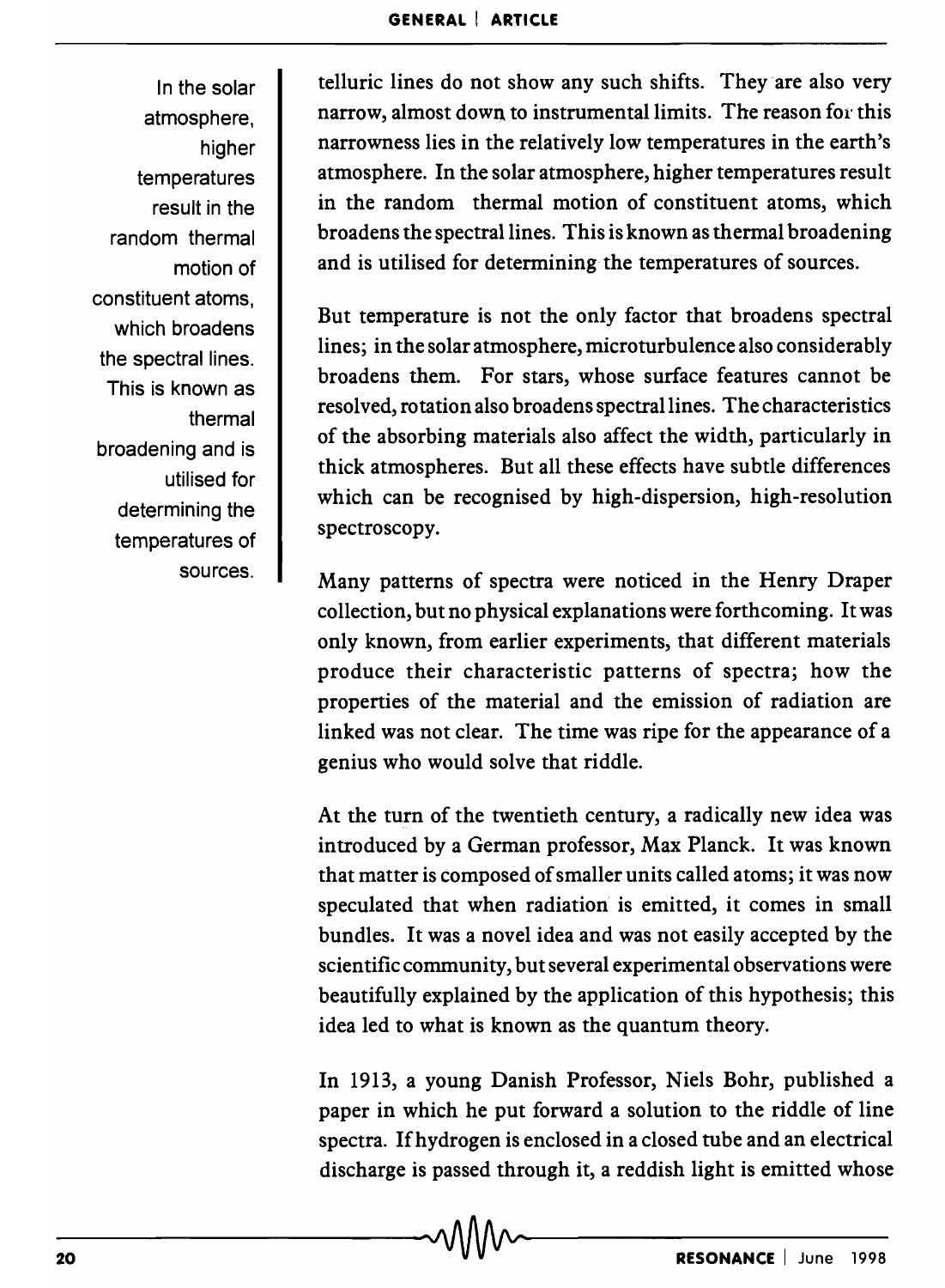telluric lines do not show any such shifts. They are also very narrow, almost down to instrumental limits. The reason for this narrowness lies in the relatively low temperatures in the earth's atmosphere. In the solar atmosphere, higher temperatures result in the random thermal motion of constituent atoms, which broadens the spectral lines. This is known as thermal broadening and is utilised for determining the temperatures of sources.

> In the solar atmosphere, higher temperatures result in the random thermal motion of constituent atoms, which broadens the spectral lines. This is known as thermal broadening and is utilised for determining the temperatures of sources.

But temperature is not the only factor that broadens spectral lines; in the solar atmosphere, microturbulence also considerably broadens them. For stars, whose surface features cannot be resolved, rotation also broadens spectral lines. The characteristics of the absorbing materials also affect the width, particularly in thick atmospheres. But all these effects have subtle differences which can be recognised by high-dispersion, high-resolution spectroscopy.

Many patterns of spectra were noticed in the Henry Draper collection, but no physical explanations were forthcoming. It was only known, from earlier experiments, that different materials produce their characteristic patterns of spectra; how the properties of the material and the emission of radiation are linked was not clear. The time was ripe for the appearance of a genius who would solve that riddle.

At the turn of the twentieth century, a radically new idea was introduced by a German professor, Max Planck. It was known that matter is composed of smaller units called atoms; it was now speculated that when radiation is emitted, it comes in small bundles. It was a novel idea and was not easily accepted by the scientific community, but several experimental observations were beautifully explained by the application of this hypothesis; this idea led to what is known as the quantum theory.

In 1913, a young Danish Professor, Niels Bohr, published a paper in which he put forward a solution to the riddle of line spectra. If hydrogen is enclosed in a closed tube and an electrical discharge is passed through it, a reddish light is emitted whose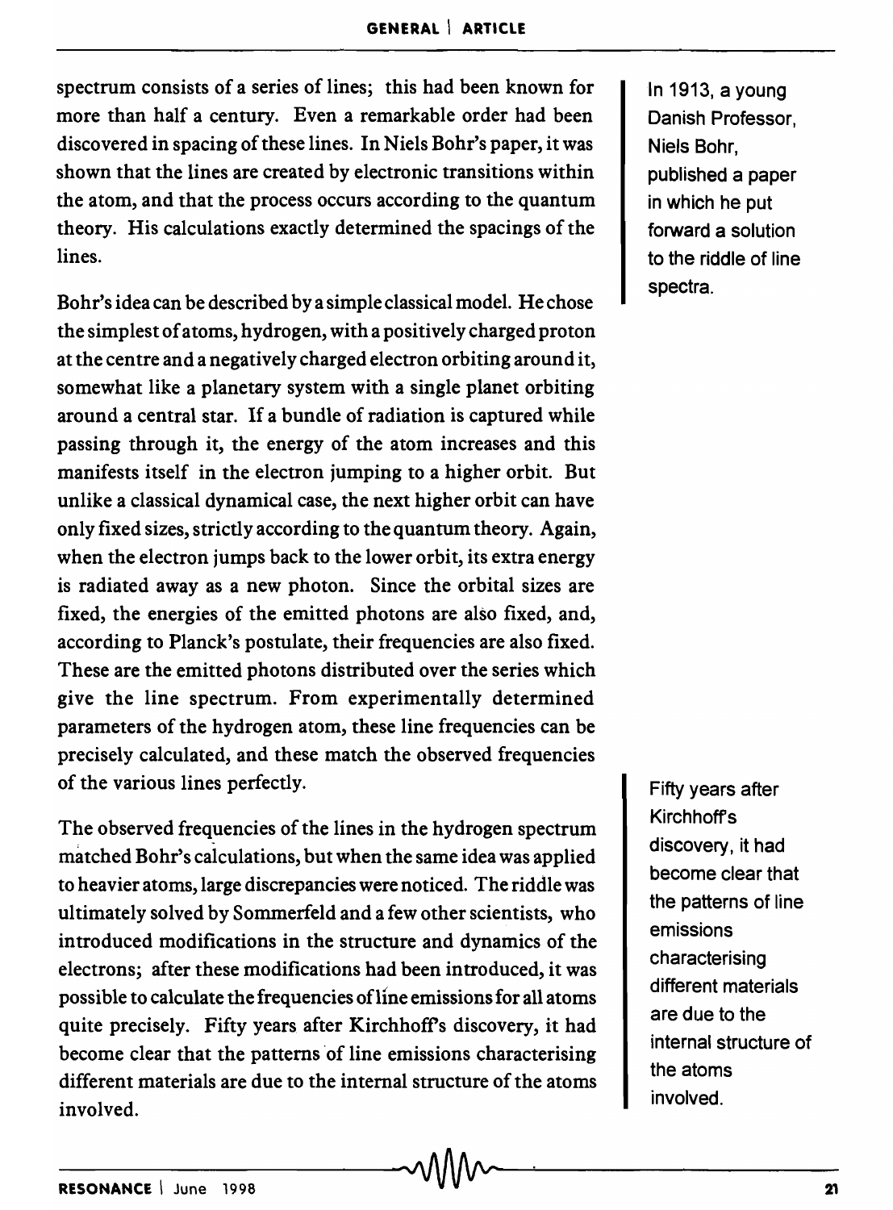spectrum consists of a series of lines; this had been known for more than half a century. Even a remarkable order had been discovered in spacing of these lines. In Niels Bohr's paper, it was shown that the lines are created by electronic transitions within the atom, and that the process occurs according to the quantum theory. His calculations exactly determined the spacings of the lines.

> In 1913, a young Danish Professor, Niels Bohr, published a paper in which he put forward a solution to the riddle of line spectra.

Bohr's idea can be described by a simple classical model. He chose the simplest of atoms, hydrogen, with a positively charged proton at the centre and a negatively charged electron orbiting around it, somewhat like a planetary system with a single planet orbiting around a central star. If a bundle of radiation is captured while passing through it, the energy of the atom increases and this manifests itself in the electron jumping to a higher orbit. But unlike a classical dynamical case, the next higher orbit can have only fixed sizes, strictly according to the quantum theory. Again, when the electron jumps back to the lower orbit, its extra energy is radiated away as a new photon. Since the orbital sizes are fixed, the energies of the emitted photons are also fixed, and, according to Planck's postulate, their frequencies are also fixed. These are the emitted photons distributed over the series which give the line spectrum. From experimentally determined parameters of the hydrogen atom, these line frequencies can be precisely calculated, and these match the observed frequencies of the various lines perfectly.

The observed frequencies of the lines in the hydrogen spectrum matched Bohr's calculations, but when the same idea was applied to heavier atoms, large discrepancies were noticed. The riddle was ultimately solved by Sommerfeld and a few other scientists, who introduced modifications in the structure and dynamics of the electrons; after these modifications had been introduced, it was possible to calculate the frequencies of line emissions for all atoms quite precisely. Fifty years after Kirchhoff's discovery, it had become clear that the patterns of line emissions characterising different materials are due to the internal structure of the atoms involved.

> Fifty years after Kirchhoff's discovery, it had become clear that the patterns of line emissions characterising different materials are due to the internal structure of the atoms involved.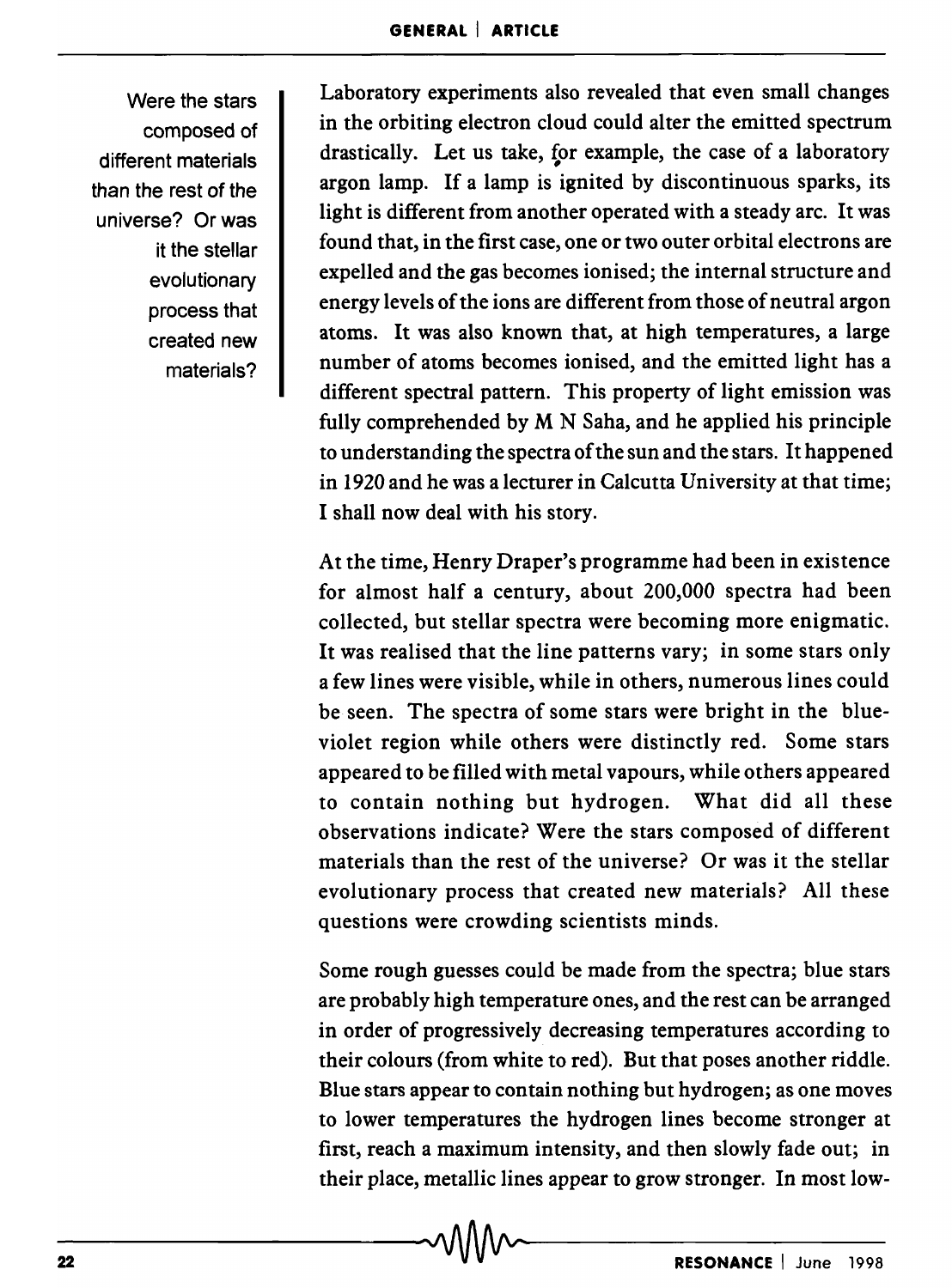Laboratory experiments also revealed that even small changes in the orbiting electron cloud could alter the emitted spectrum drastically. Let us take, for example, the case of a laboratory argon lamp. If a lamp is ignited by discontinuous sparks, its light is different from another operated with a steady arc. It was found that, in the first case, one or two outer orbital electrons are expelled and the gas becomes ionised; the internal structure and energy levels of the ions are different from those of neutral argon atoms. It was also known that, at high temperatures, a large number of atoms becomes ionised, and the emitted light has a different spectral pattern. This property of light emission was fully comprehended by M N Saha, and he applied his principle to understanding the spectra of the sun and the stars. It happened in 1920 and he was a lecturer in Calcutta University at that time; I shall now deal with his story.

At the time, Henry Draper's programme had been in existence for almost half a century, about 200,000 spectra had been collected, but stellar spectra were becoming more enigmatic. It was realised that the line patterns vary; in some stars only a few lines were visible, while in others, numerous lines could be seen. The spectra of some stars were bright in the blue-violet region while others were distinctly red. Some stars appeared to be filled with metal vapours, while others appeared to contain nothing but hydrogen. What did all these observations indicate? Were the stars composed of different materials than the rest of the universe? Or was it the stellar evolutionary process that created new materials? All these questions were crowding scientists minds.

Some rough guesses could be made from the spectra; blue stars are probably high temperature ones, and the rest can be arranged in order of progressively decreasing temperatures according to their colours (from white to red). But that poses another riddle. Blue stars appear to contain nothing but hydrogen; as one moves to lower temperatures the hydrogen lines become stronger at first, reach a maximum intensity, and then slowly fade out; in their place, metallic lines appear to grow stronger. In most low-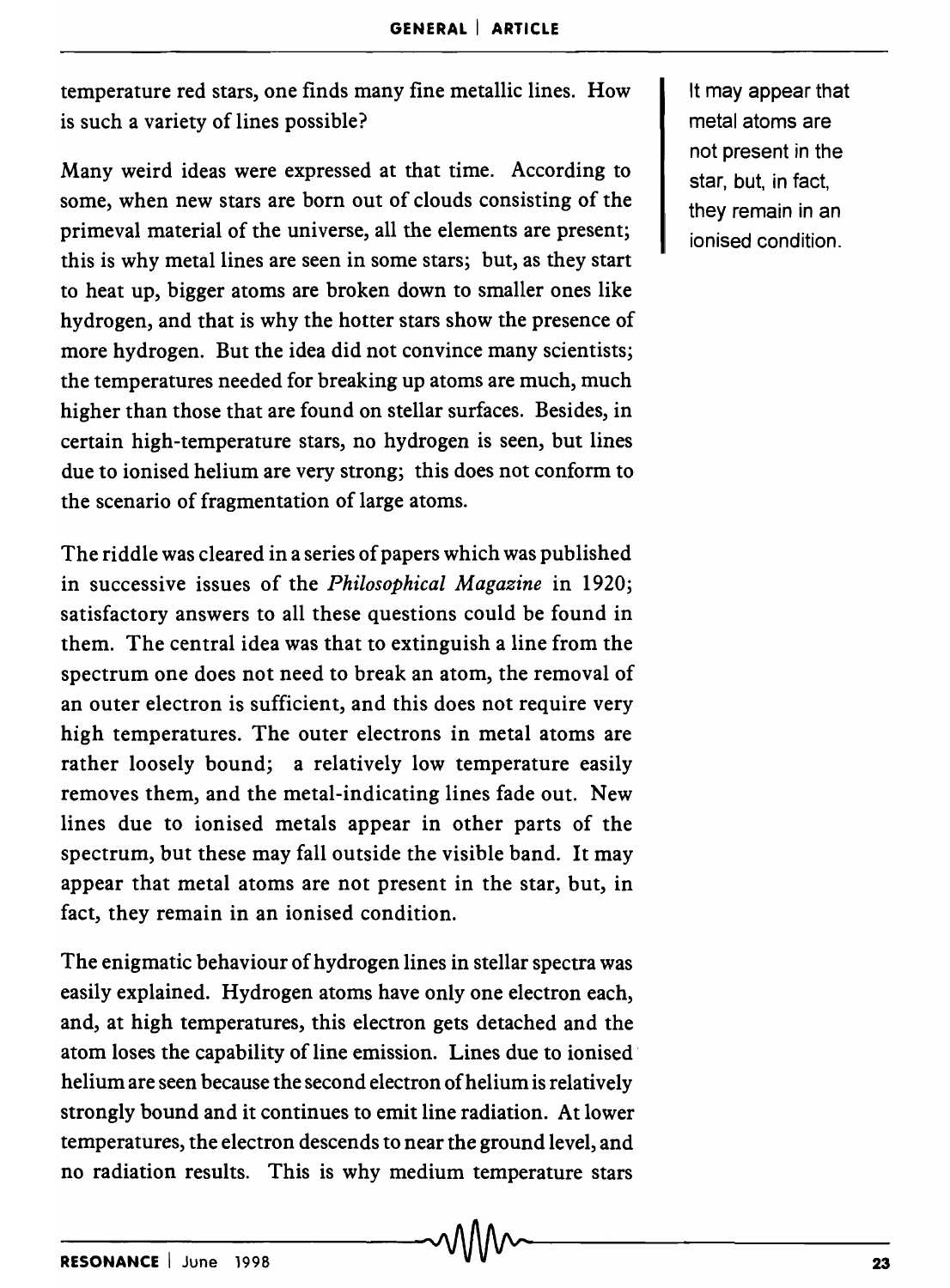temperature red stars, one finds many fine metallic lines. How is such a variety of lines possible?

Many weird ideas were expressed at that time. According to some, when new stars are born out of clouds consisting of the primeval material of the universe, all the elements are present; this is why metal lines are seen in some stars; but, as they start to heat up, bigger atoms are broken down to smaller ones like hydrogen, and that is why the hotter stars show the presence of more hydrogen. But the idea did not convince many scientists; the temperatures needed for breaking up atoms are much, much higher than those that are found on stellar surfaces. Besides, in certain high-temperature stars, no hydrogen is seen, but lines due to ionised helium are very strong; this does not conform to the scenario of fragmentation of large atoms.

The riddle was cleared in a series of papers which was published in successive issues of the *Philosophical Magazine* in 1920; satisfactory answers to all these questions could be found in them. The central idea was that to extinguish a line from the spectrum one does not need to break an atom, the removal of an outer electron is sufficient, and this does not require very high temperatures. The outer electrons in metal atoms are rather loosely bound; a relatively low temperature easily removes them, and the metal-indicating lines fade out. New lines due to ionised metals appear in other parts of the spectrum, but these may fall outside the visible band. It may appear that metal atoms are not present in the star, but, in fact, they remain in an ionised condition.

It may appear that metal atoms are not present in the star, but, in fact, they remain in an ionised condition.

The enigmatic behaviour of hydrogen lines in stellar spectra was easily explained. Hydrogen atoms have only one electron each, and, at high temperatures, this electron gets detached and the atom loses the capability of line emission. Lines due to ionised helium are seen because the second electron of helium is relatively strongly bound and it continues to emit line radiation. At lower temperatures, the electron descends to near the ground level, and no radiation results. This is why medium temperature stars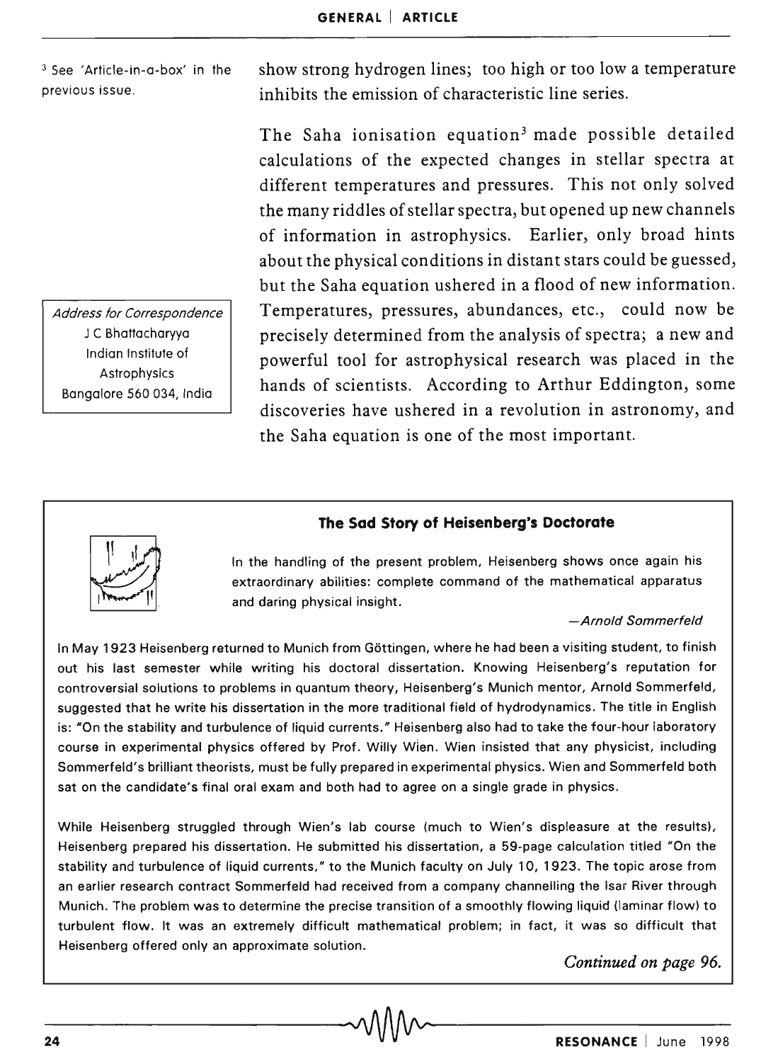[3] See 'Article-in-a-box' in the previous issue.

show strong hydrogen lines; too high or too low a temperature inhibits the emission of characteristic line series.

The Saha ionisation equation[3] made possible detailed calculations of the expected changes in stellar spectra at different temperatures and pressures. This not only solved the many riddles of stellar spectra, but opened up new channels of information in astrophysics. Earlier, only broad hints about the physical conditions in distant stars could be guessed, but the Saha equation ushered in a flood of new information. Temperatures, pressures, abundances, etc., could now be precisely determined from the analysis of spectra; a new and powerful tool for astrophysical research was placed in the hands of scientists. According to Arthur Eddington, some discoveries have ushered in a revolution in astronomy, and the Saha equation is one of the most important.

*Address for Correspondence*
J C Bhattacharyya
Indian Institute of Astrophysics
Bangalore 560 034, India

### The Sad Story of Heisenberg's Doctorate

In the handling of the present problem, Heisenberg shows once again his extraordinary abilities: complete command of the mathematical apparatus and daring physical insight.

*—Arnold Sommerfeld*

In May 1923 Heisenberg returned to Munich from Göttingen, where he had been a visiting student, to finish out his last semester while writing his doctoral dissertation. Knowing Heisenberg's reputation for controversial solutions to problems in quantum theory, Heisenberg's Munich mentor, Arnold Sommerfeld, suggested that he write his dissertation in the more traditional field of hydrodynamics. The title in English is: "On the stability and turbulence of liquid currents." Heisenberg also had to take the four-hour laboratory course in experimental physics offered by Prof. Willy Wien. Wien insisted that any physicist, including Sommerfeld's brilliant theorists, must be fully prepared in experimental physics. Wien and Sommerfeld both sat on the candidate's final oral exam and both had to agree on a single grade in physics.

While Heisenberg struggled through Wien's lab course (much to Wien's displeasure at the results), Heisenberg prepared his dissertation. He submitted his dissertation, a 59-page calculation titled "On the stability and turbulence of liquid currents," to the Munich faculty on July 10, 1923. The topic arose from an earlier research contract Sommerfeld had received from a company channelling the Isar River through Munich. The problem was to determine the precise transition of a smoothly flowing liquid (laminar flow) to turbulent flow. It was an extremely difficult mathematical problem; in fact, it was so difficult that Heisenberg offered only an approximate solution.

*Continued on page 96.*